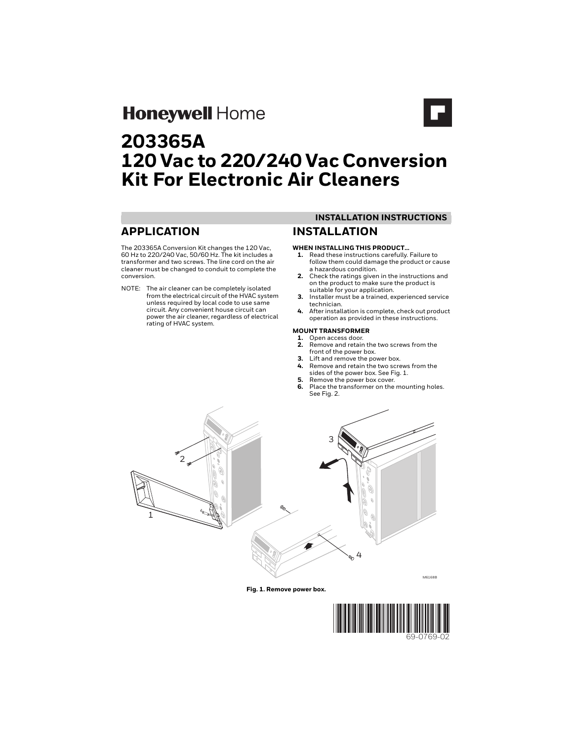Honeywell Home

# 203365A
# 120 Vac to 220/240 Vac Conversion Kit For Electronic Air Cleaners

INSTALLATION INSTRUCTIONS

## APPLICATION

The 203365A Conversion Kit changes the 120 Vac, 60 Hz to 220/240 Vac, 50/60 Hz. The kit includes a transformer and two screws. The line cord on the air cleaner must be changed to conduit to complete the conversion.

NOTE: The air cleaner can be completely isolated from the electrical circuit of the HVAC system unless required by local code to use same circuit. Any convenient house circuit can power the air cleaner, regardless of electrical rating of HVAC system.

## INSTALLATION

**WHEN INSTALLING THIS PRODUCT...**

1. Read these instructions carefully. Failure to follow them could damage the product or cause a hazardous condition.
2. Check the ratings given in the instructions and on the product to make sure the product is suitable for your application.
3. Installer must be a trained, experienced service technician.
4. After installation is complete, check out product operation as provided in these instructions.

**MOUNT TRANSFORMER**

1. Open access door.
2. Remove and retain the two screws from the front of the power box.
3. Lift and remove the power box.
4. Remove and retain the two screws from the sides of the power box. See Fig. 1.
5. Remove the power box cover.
6. Place the transformer on the mounting holes. See Fig. 2.

1
2
3
4
M6168B

**Fig. 1. Remove power box.**

69-0769-02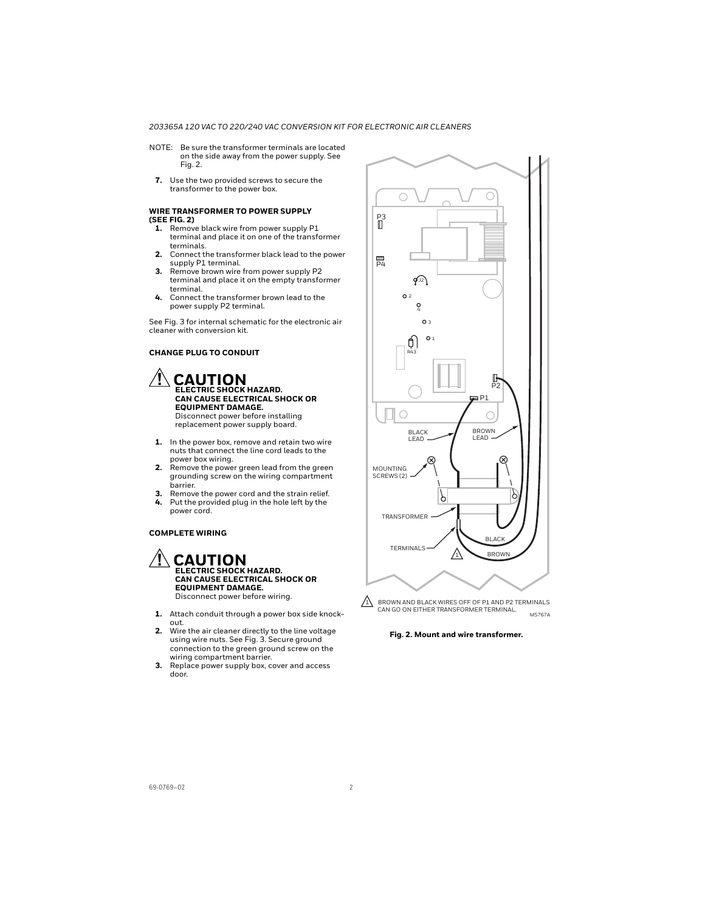NOTE: Be sure the transformer terminals are located on the side away from the power supply. See Fig. 2.

7. Use the two provided screws to secure the transformer to the power box.

### WIRE TRANSFORMER TO POWER SUPPLY (SEE FIG. 2)

1. Remove black wire from power supply P1 terminal and place it on one of the transformer terminals.
2. Connect the transformer black lead to the power supply P1 terminal.
3. Remove brown wire from power supply P2 terminal and place it on the empty transformer terminal.
4. Connect the transformer brown lead to the power supply P2 terminal.

See Fig. 3 for internal schematic for the electronic air cleaner with conversion kit.

### CHANGE PLUG TO CONDUIT

**CAUTION**

**ELECTRIC SHOCK HAZARD.**
**CAN CAUSE ELECTRICAL SHOCK OR EQUIPMENT DAMAGE.**
Disconnect power before installing replacement power supply board.

1. In the power box, remove and retain two wire nuts that connect the line cord leads to the power box wiring.
2. Remove the power green lead from the green grounding screw on the wiring compartment barrier.
3. Remove the power cord and the strain relief.
4. Put the provided plug in the hole left by the power cord.

### COMPLETE WIRING

**CAUTION**

**ELECTRIC SHOCK HAZARD.**
**CAN CAUSE ELECTRICAL SHOCK OR EQUIPMENT DAMAGE.**
Disconnect power before wiring.

1. Attach conduit through a power box side knock-out.
2. Wire the air cleaner directly to the line voltage using wire nuts. See Fig. 3. Secure ground connection to the green ground screw on the wiring compartment barrier.
3. Replace power supply box, cover and access door.

P3
P4
J2
2
4
3
1
R43
P2
P1
BLACK LEAD
BROWN LEAD
MOUNTING SCREWS (2)
TRANSFORMER
TERMINALS
1
BLACK
BROWN

1 BROWN AND BLACK WIRES OFF OF P1 AND P2 TERMINALS CAN GO ON EITHER TRANSFORMER TERMINAL.

M5767A

**Fig. 2. Mount and wire transformer.**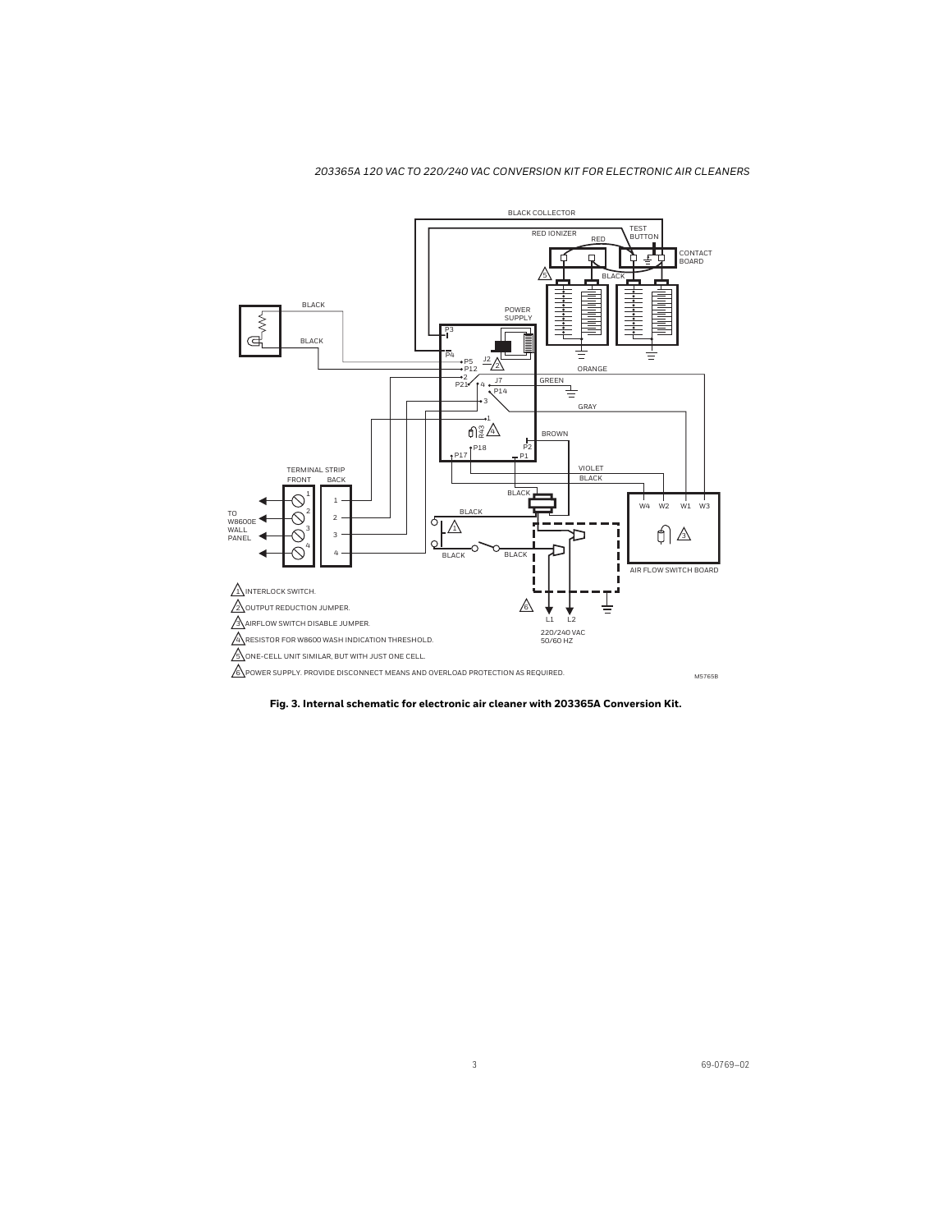*203365A 120 VAC TO 220/240 VAC CONVERSION KIT FOR ELECTRONIC AIR CLEANERS*

BLACK COLLECTOR
RED IONIZER
RED
TEST BUTTON
CONTACT BOARD
BLACK
5
POWER SUPPLY
BLACK
BLACK
P3
P4
P5
P12
J2
2
ORANGE
2
P21
4
J7
P14
GREEN
3
GRAY
1
R43
4
BROWN
P18
P2
P17
P1
TERMINAL STRIP
FRONT
BACK
VIOLET
BLACK
BLACK
W4 W2 W1 W3
TO W8600E WALL PANEL
1
2
3
4
BLACK
1
3
BLACK
BLACK
AIR FLOW SWITCH BOARD
6
L1 L2
220/240 VAC
50/60 HZ

1 INTERLOCK SWITCH.
2 OUTPUT REDUCTION JUMPER.
3 AIRFLOW SWITCH DISABLE JUMPER.
4 RESISTOR FOR W8600 WASH INDICATION THRESHOLD.
5 ONE-CELL UNIT SIMILAR, BUT WITH JUST ONE CELL.
6 POWER SUPPLY. PROVIDE DISCONNECT MEANS AND OVERLOAD PROTECTION AS REQUIRED.

M5765B

**Fig. 3. Internal schematic for electronic air cleaner with 203365A Conversion Kit.**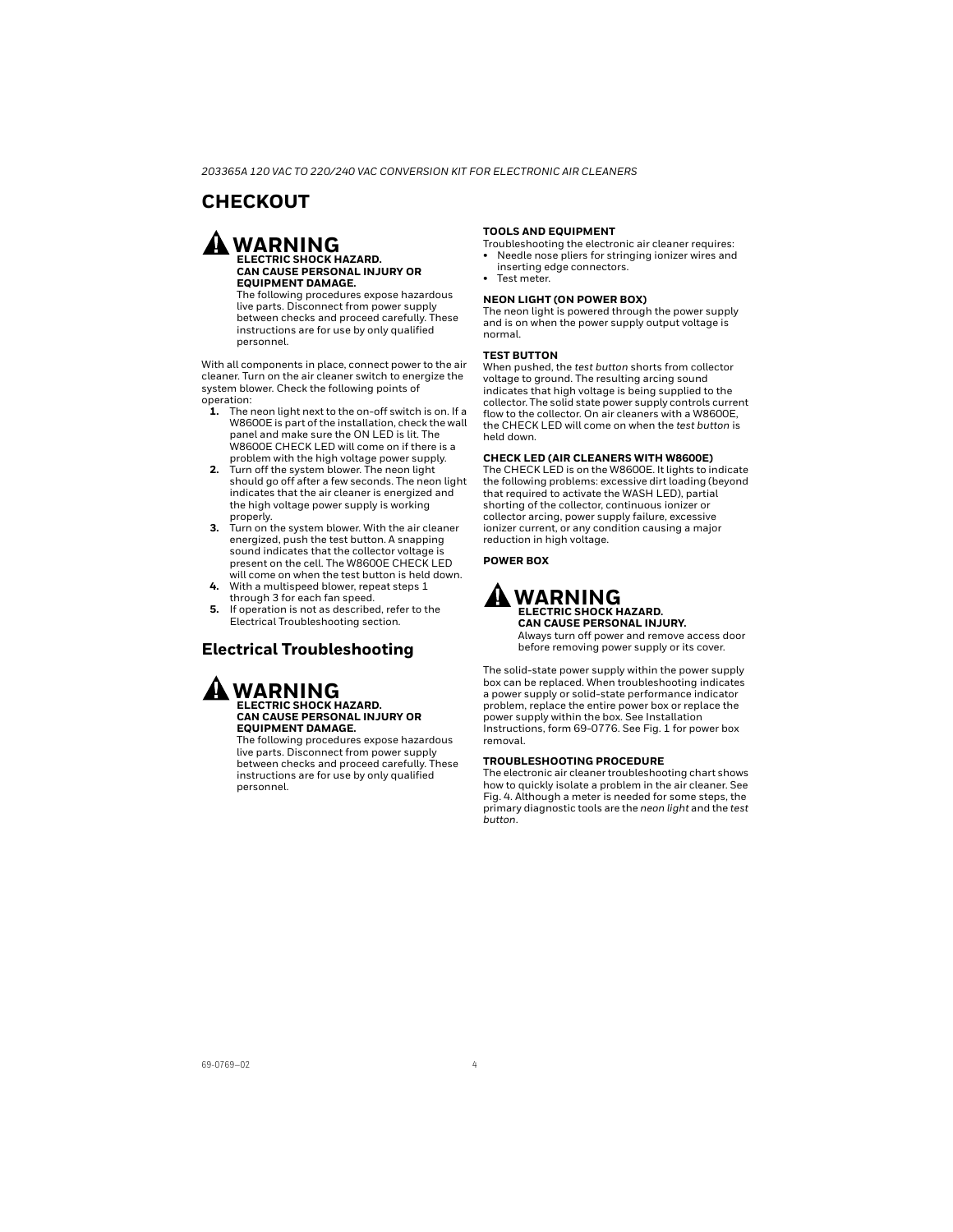# CHECKOUT

**⚠ WARNING**
**ELECTRIC SHOCK HAZARD.**
**CAN CAUSE PERSONAL INJURY OR EQUIPMENT DAMAGE.**
The following procedures expose hazardous live parts. Disconnect from power supply between checks and proceed carefully. These instructions are for use by only qualified personnel.

With all components in place, connect power to the air cleaner. Turn on the air cleaner switch to energize the system blower. Check the following points of operation:

1. The neon light next to the on-off switch is on. If a W8600E is part of the installation, check the wall panel and make sure the ON LED is lit. The W8600E CHECK LED will come on if there is a problem with the high voltage power supply.
2. Turn off the system blower. The neon light should go off after a few seconds. The neon light indicates that the air cleaner is energized and the high voltage power supply is working properly.
3. Turn on the system blower. With the air cleaner energized, push the test button. A snapping sound indicates that the collector voltage is present on the cell. The W8600E CHECK LED will come on when the test button is held down.
4. With a multispeed blower, repeat steps 1 through 3 for each fan speed.
5. If operation is not as described, refer to the Electrical Troubleshooting section.

## Electrical Troubleshooting

**⚠ WARNING**
**ELECTRIC SHOCK HAZARD.**
**CAN CAUSE PERSONAL INJURY OR EQUIPMENT DAMAGE.**
The following procedures expose hazardous live parts. Disconnect from power supply between checks and proceed carefully. These instructions are for use by only qualified personnel.

### TOOLS AND EQUIPMENT

Troubleshooting the electronic air cleaner requires:

- Needle nose pliers for stringing ionizer wires and inserting edge connectors.
- Test meter.

### NEON LIGHT (ON POWER BOX)

The neon light is powered through the power supply and is on when the power supply output voltage is normal.

### TEST BUTTON

When pushed, the *test button* shorts from collector voltage to ground. The resulting arcing sound indicates that high voltage is being supplied to the collector. The solid state power supply controls current flow to the collector. On air cleaners with a W8600E, the CHECK LED will come on when the *test button* is held down.

### CHECK LED (AIR CLEANERS WITH W8600E)

The CHECK LED is on the W8600E. It lights to indicate the following problems: excessive dirt loading (beyond that required to activate the WASH LED), partial shorting of the collector, continuous ionizer or collector arcing, power supply failure, excessive ionizer current, or any condition causing a major reduction in high voltage.

### POWER BOX

**⚠ WARNING**
**ELECTRIC SHOCK HAZARD.**
**CAN CAUSE PERSONAL INJURY.**
Always turn off power and remove access door before removing power supply or its cover.

The solid-state power supply within the power supply box can be replaced. When troubleshooting indicates a power supply or solid-state performance indicator problem, replace the entire power box or replace the power supply within the box. See Installation Instructions, form 69-0776. See Fig. 1 for power box removal.

### TROUBLESHOOTING PROCEDURE

The electronic air cleaner troubleshooting chart shows how to quickly isolate a problem in the air cleaner. See Fig. 4. Although a meter is needed for some steps, the primary diagnostic tools are the *neon light* and the *test button*.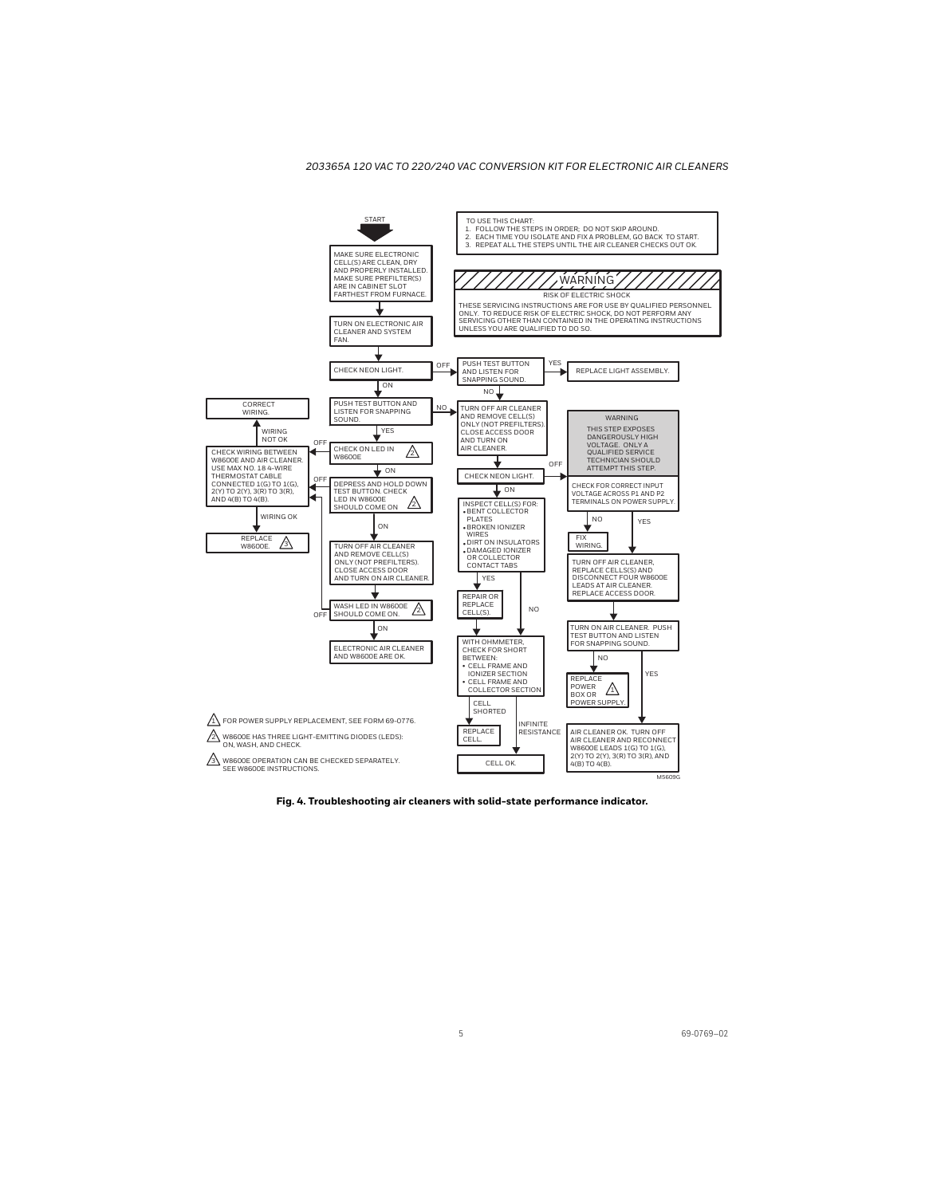START

TO USE THIS CHART:
1. FOLLOW THE STEPS IN ORDER; DO NOT SKIP AROUND.
2. EACH TIME YOU ISOLATE AND FIX A PROBLEM, GO BACK TO START.
3. REPEAT ALL THE STEPS UNTIL THE AIR CLEANER CHECKS OUT OK.

WARNING

RISK OF ELECTRIC SHOCK

THESE SERVICING INSTRUCTIONS ARE FOR USE BY QUALIFIED PERSONNEL ONLY. TO REDUCE RISK OF ELECTRIC SHOCK, DO NOT PERFORM ANY SERVICING OTHER THAN CONTAINED IN THE OPERATING INSTRUCTIONS UNLESS YOU ARE QUALIFIED TO DO SO.

MAKE SURE ELECTRONIC CELL(S) ARE CLEAN, DRY AND PROPERLY INSTALLED. MAKE SURE PREFILTER(S) ARE IN CABINET SLOT FARTHEST FROM FURNACE.

TURN ON ELECTRONIC AIR CLEANER AND SYSTEM FAN.

CHECK NEON LIGHT.

OFF

PUSH TEST BUTTON AND LISTEN FOR SNAPPING SOUND.

YES

REPLACE LIGHT ASSEMBLY.

NO

ON

PUSH TEST BUTTON AND LISTEN FOR SNAPPING SOUND.

NO

TURN OFF AIR CLEANER AND REMOVE CELL(S) ONLY (NOT PREFILTERS). CLOSE ACCESS DOOR AND TURN ON AIR CLEANER.

CHECK NEON LIGHT.

OFF

WARNING

THIS STEP EXPOSES DANGEROUSLY HIGH VOLTAGE. ONLY A QUALIFIED SERVICE TECHNICIAN SHOULD ATTEMPT THIS STEP.

CHECK FOR CORRECT INPUT VOLTAGE ACROSS P1 AND P2 TERMINALS ON POWER SUPPLY.

NO

FIX WIRING.

YES

TURN OFF AIR CLEANER, REPLACE CELLS(S) AND DISCONNECT FOUR W8600E LEADS AT AIR CLEANER. REPLACE ACCESS DOOR.

TURN ON AIR CLEANER. PUSH TEST BUTTON AND LISTEN FOR SNAPPING SOUND.

NO

REPLACE POWER BOX OR POWER SUPPLY. (1)

YES

AIR CLEANER OK. TURN OFF AIR CLEANER AND RECONNECT W8600E LEADS 1(G) TO 1(G), 2(Y) TO 2(Y), 3(R) TO 3(R), AND 4(B) TO 4(B).

ON

INSPECT CELL(S) FOR:
- BENT COLLECTOR PLATES
- BROKEN IONIZER WIRES
- DIRT ON INSULATORS
- DAMAGED IONIZER OR COLLECTOR CONTACT TABS

YES

REPAIR OR REPLACE CELL(S).

NO

WITH OHMMETER, CHECK FOR SHORT BETWEEN:
- CELL FRAME AND IONIZER SECTION
- CELL FRAME AND COLLECTOR SECTION

CELL SHORTED

REPLACE CELL.

INFINITE RESISTANCE

CELL OK.

YES

CHECK ON LED IN W8600E (2)

OFF

CHECK WIRING BETWEEN W8600E AND AIR CLEANER. USE MAX NO. 18 4-WIRE THERMOSTAT CABLE CONNECTED 1(G) TO 1(G), 2(Y) TO 2(Y), 3(R) TO 3(R), AND 4(B) TO 4(B).

WIRING NOT OK

CORRECT WIRING.

WIRING OK

REPLACE W8600E. (3)

ON

DEPRESS AND HOLD DOWN TEST BUTTON. CHECK LED IN W8600E SHOULD COME ON (2)

OFF

ON

TURN OFF AIR CLEANER AND REMOVE CELL(S) ONLY (NOT PREFILTERS). CLOSE ACCESS DOOR AND TURN ON AIR CLEANER.

WASH LED IN W8600E SHOULD COME ON. (2)

OFF

ON

ELECTRONIC AIR CLEANER AND W8600E ARE OK.

(1) FOR POWER SUPPLY REPLACEMENT, SEE FORM 69-0776.

(2) W8600E HAS THREE LIGHT-EMITTING DIODES (LEDS): ON, WASH, AND CHECK.

(3) W8600E OPERATION CAN BE CHECKED SEPARATELY. SEE W8600E INSTRUCTIONS.

M5609G

**Fig. 4. Troubleshooting air cleaners with solid-state performance indicator.**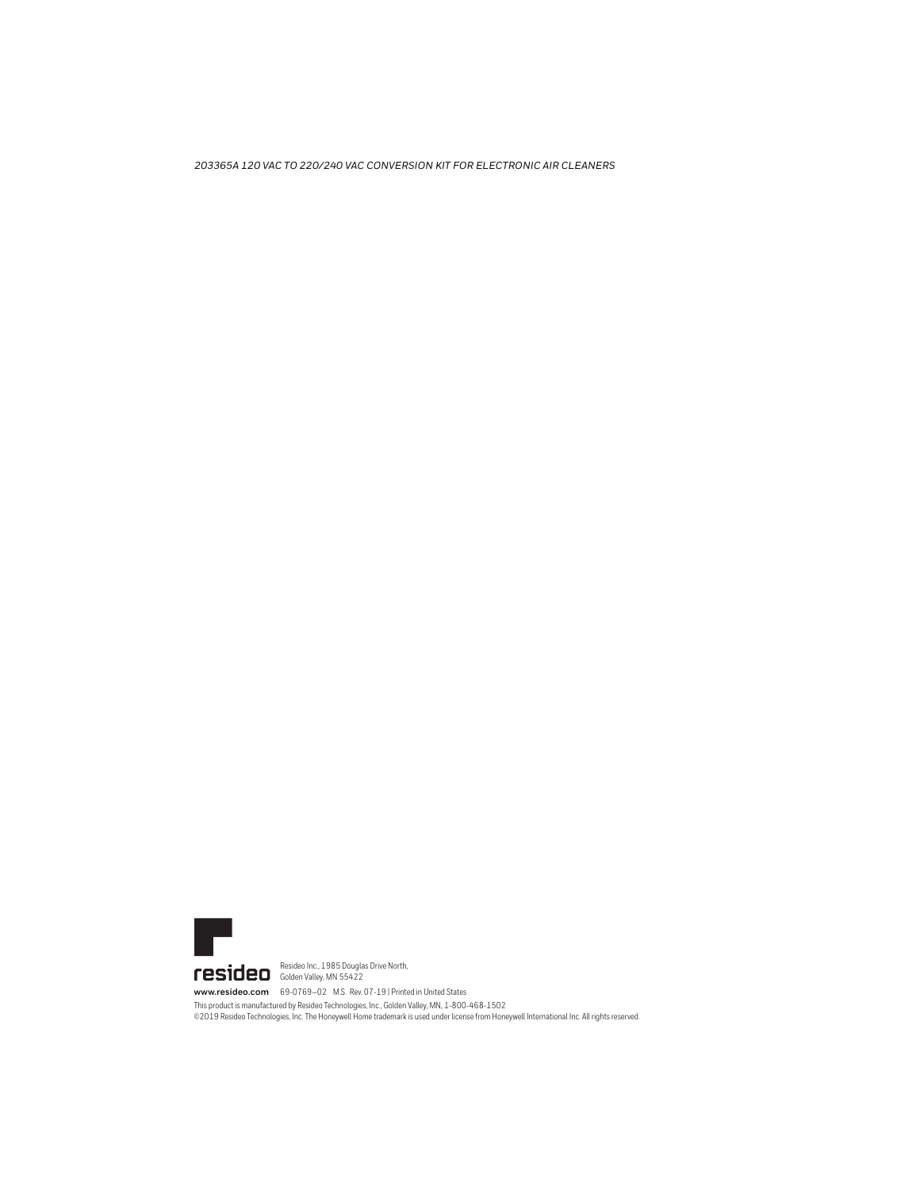*203365A 120 VAC TO 220/240 VAC CONVERSION KIT FOR ELECTRONIC AIR CLEANERS*

**resideo**

Resideo Inc., 1985 Douglas Drive North,
Golden Valley, MN 55422

**www.resideo.com** 69-0769—02 M.S. Rev. 07-19 | Printed in United States

This product is manufactured by Resideo Technologies, Inc., Golden Valley, MN, 1-800-468-1502
©2019 Resideo Technologies, Inc. The Honeywell Home trademark is used under license from Honeywell International Inc. All rights reserved.